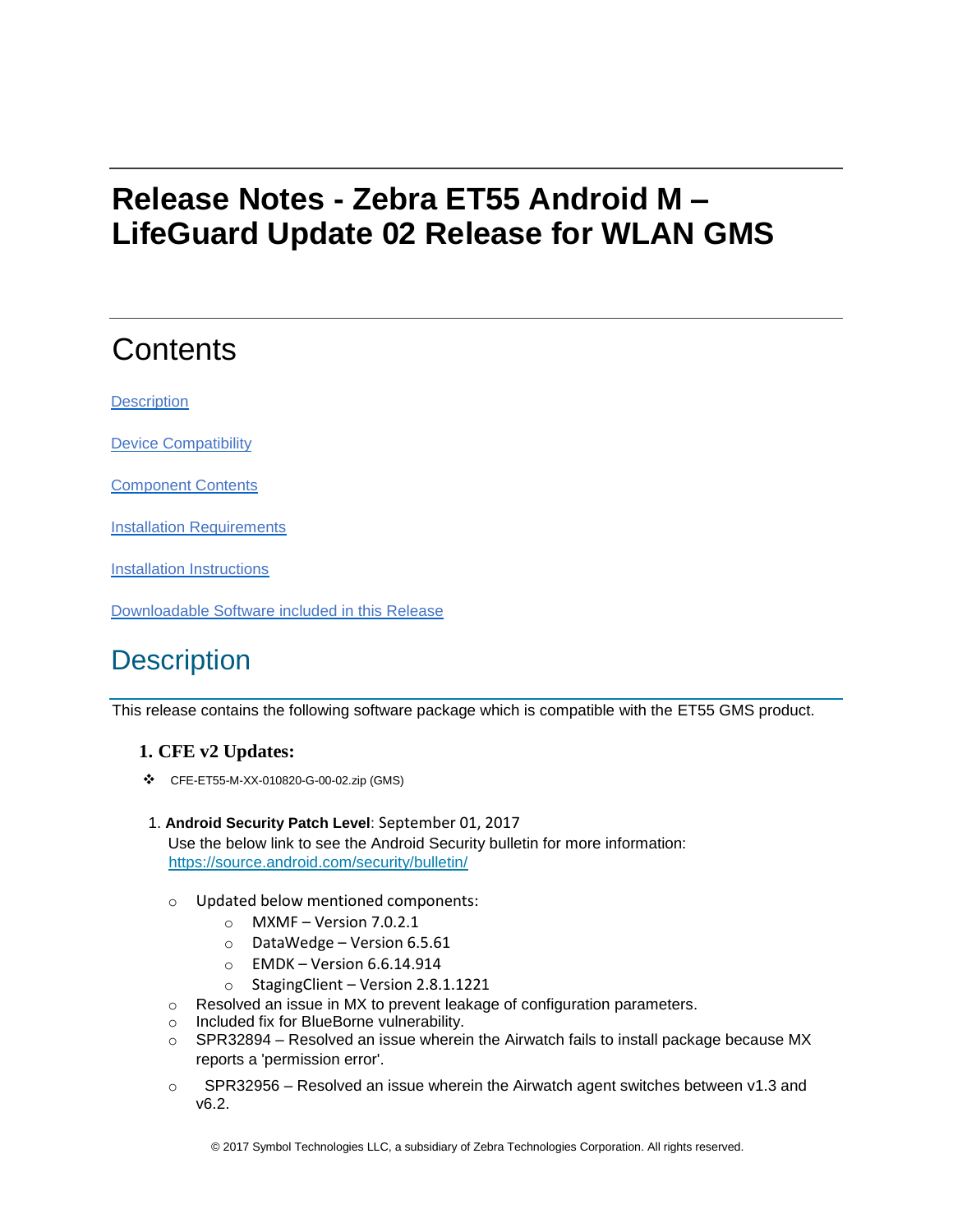# Release Notes - Zebra ET55 Android M – LifeGuard Update 02 Release for WLAN GMS

## Contents

[Description](#description)

[Device Compatibility](#device-compatibility)

[Component Contents](#component-contents)

[Installation Requirements](#installation-requirements)

[Installation Instructions](#installation-instructions)

[Downloadable Software included in this Release](#downloadable-software-included-in-this-release)

## Description

This release contains the following software package which is compatible with the ET55 GMS product.

### 1. CFE v2 Updates:

- ❖ CFE-ET55-M-XX-010820-G-00-02.zip (GMS)

1. **Android Security Patch Level**: September 01, 2017
   Use the below link to see the Android Security bulletin for more information: [https://source.android.com/security/bulletin/](https://source.android.com/security/bulletin/)

   - Updated below mentioned components:
     - MXMF – Version 7.0.2.1
     - DataWedge – Version 6.5.61
     - EMDK – Version 6.6.14.914
     - StagingClient – Version 2.8.1.1221
   - Resolved an issue in MX to prevent leakage of configuration parameters.
   - Included fix for BlueBorne vulnerability.
   - SPR32894 – Resolved an issue wherein the Airwatch fails to install package because MX reports a 'permission error'.
   - SPR32956 – Resolved an issue wherein the Airwatch agent switches between v1.3 and v6.2.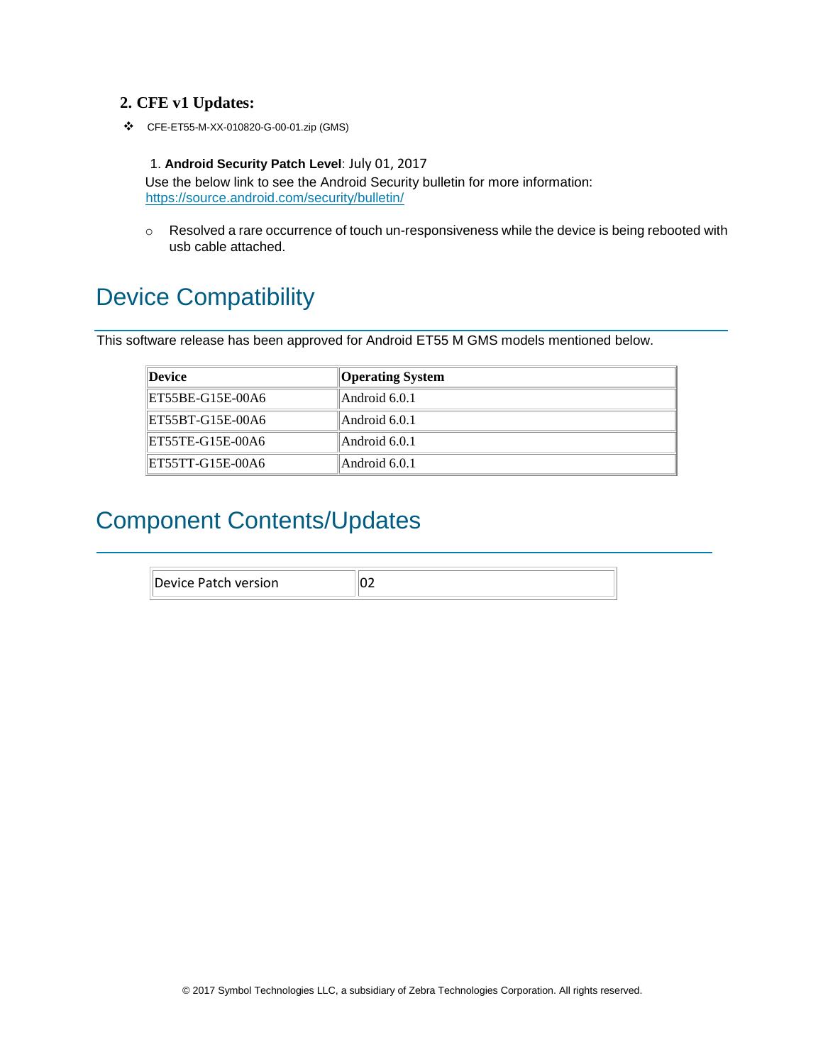### 2. CFE v1 Updates:

- CFE-ET55-M-XX-010820-G-00-01.zip (GMS)

  1. **Android Security Patch Level**: July 01, 2017

  Use the below link to see the Android Security bulletin for more information: https://source.android.com/security/bulletin/

  - Resolved a rare occurrence of touch un-responsiveness while the device is being rebooted with usb cable attached.

# Device Compatibility

This software release has been approved for Android ET55 M GMS models mentioned below.

| **Device** | **Operating System** |
|---|---|
| ET55BE-G15E-00A6 | Android 6.0.1 |
| ET55BT-G15E-00A6 | Android 6.0.1 |
| ET55TE-G15E-00A6 | Android 6.0.1 |
| ET55TT-G15E-00A6 | Android 6.0.1 |

# Component Contents/Updates

| Device Patch version | 02 |
|---|---|

© 2017 Symbol Technologies LLC, a subsidiary of Zebra Technologies Corporation. All rights reserved.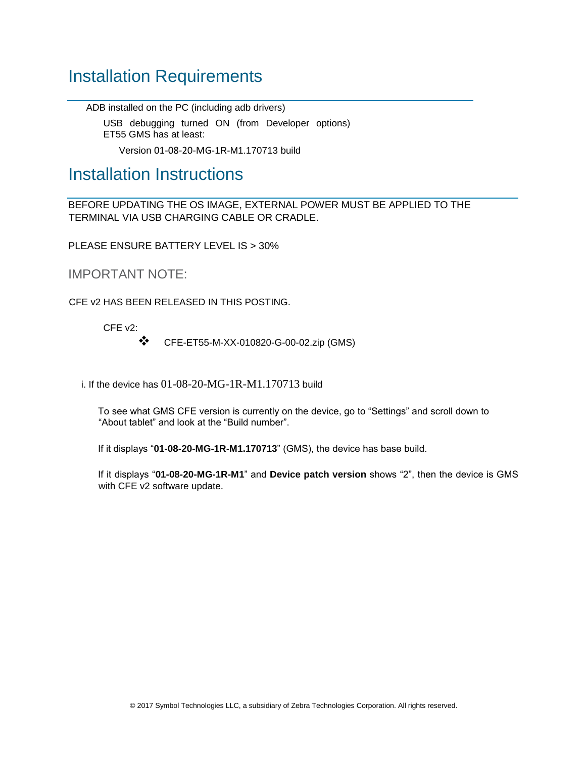## Installation Requirements

ADB installed on the PC (including adb drivers)

USB debugging turned ON (from Developer options)

ET55 GMS has at least:

Version 01-08-20-MG-1R-M1.170713 build

## Installation Instructions

BEFORE UPDATING THE OS IMAGE, EXTERNAL POWER MUST BE APPLIED TO THE TERMINAL VIA USB CHARGING CABLE OR CRADLE.

PLEASE ENSURE BATTERY LEVEL IS > 30%

### IMPORTANT NOTE:

CFE v2 HAS BEEN RELEASED IN THIS POSTING.

CFE v2:

- CFE-ET55-M-XX-010820-G-00-02.zip (GMS)

i. If the device has 01-08-20-MG-1R-M1.170713 build

To see what GMS CFE version is currently on the device, go to “Settings” and scroll down to “About tablet” and look at the “Build number”.

If it displays “**01-08-20-MG-1R-M1.170713**” (GMS), the device has base build.

If it displays “**01-08-20-MG-1R-M1**” and **Device patch version** shows “2”, then the device is GMS with CFE v2 software update.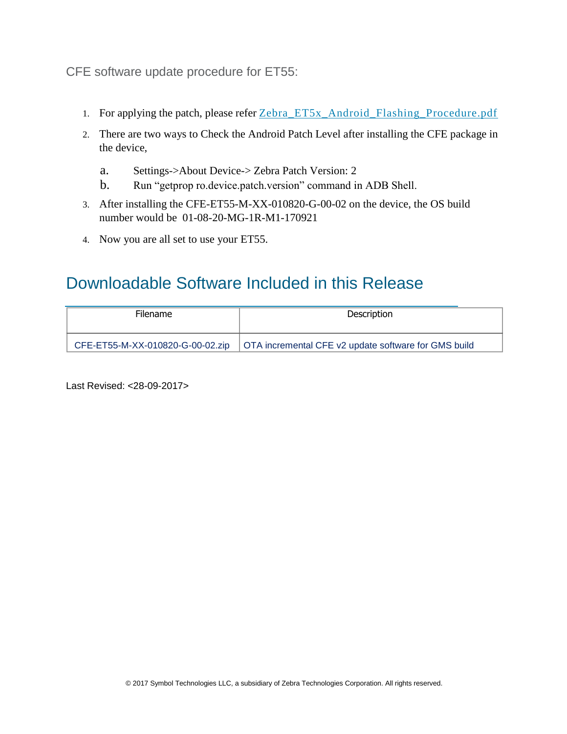CFE software update procedure for ET55:

1. For applying the patch, please refer Zebra_ET5x_Android_Flashing_Procedure.pdf
2. There are two ways to Check the Android Patch Level after installing the CFE package in the device,
   a. Settings->About Device-> Zebra Patch Version: 2
   b. Run "getprop ro.device.patch.version" command in ADB Shell.
3. After installing the CFE-ET55-M-XX-010820-G-00-02 on the device, the OS build number would be 01-08-20-MG-1R-M1-170921
4. Now you are all set to use your ET55.

## Downloadable Software Included in this Release

| Filename | Description |
| --- | --- |
| CFE-ET55-M-XX-010820-G-00-02.zip | OTA incremental CFE v2 update software for GMS build |

Last Revised: <28-09-2017>